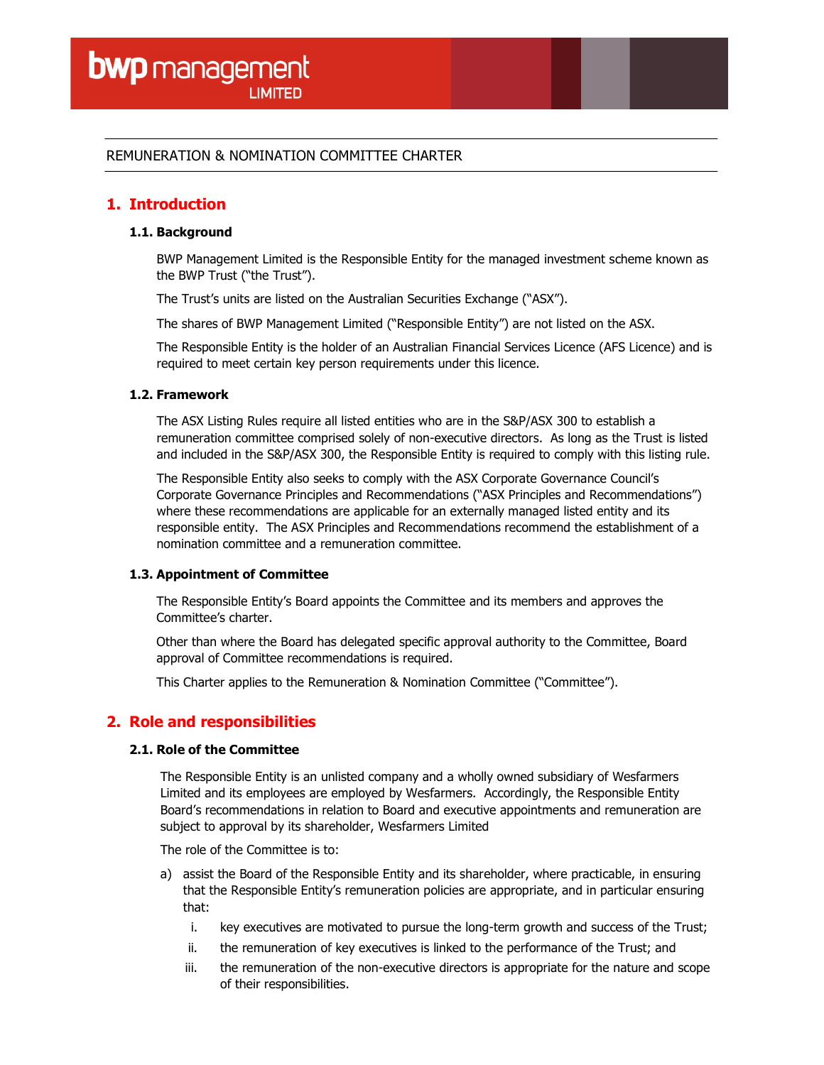bwp management LIMITED

REMUNERATION & NOMINATION COMMITTEE CHARTER

## 1. Introduction

### 1.1. Background

BWP Management Limited is the Responsible Entity for the managed investment scheme known as the BWP Trust ("the Trust").

The Trust's units are listed on the Australian Securities Exchange ("ASX").

The shares of BWP Management Limited ("Responsible Entity") are not listed on the ASX.

The Responsible Entity is the holder of an Australian Financial Services Licence (AFS Licence) and is required to meet certain key person requirements under this licence.

### 1.2. Framework

The ASX Listing Rules require all listed entities who are in the S&P/ASX 300 to establish a remuneration committee comprised solely of non-executive directors. As long as the Trust is listed and included in the S&P/ASX 300, the Responsible Entity is required to comply with this listing rule.

The Responsible Entity also seeks to comply with the ASX Corporate Governance Council's Corporate Governance Principles and Recommendations ("ASX Principles and Recommendations") where these recommendations are applicable for an externally managed listed entity and its responsible entity. The ASX Principles and Recommendations recommend the establishment of a nomination committee and a remuneration committee.

### 1.3. Appointment of Committee

The Responsible Entity's Board appoints the Committee and its members and approves the Committee's charter.

Other than where the Board has delegated specific approval authority to the Committee, Board approval of Committee recommendations is required.

This Charter applies to the Remuneration & Nomination Committee ("Committee").

## 2. Role and responsibilities

### 2.1. Role of the Committee

The Responsible Entity is an unlisted company and a wholly owned subsidiary of Wesfarmers Limited and its employees are employed by Wesfarmers. Accordingly, the Responsible Entity Board's recommendations in relation to Board and executive appointments and remuneration are subject to approval by its shareholder, Wesfarmers Limited

The role of the Committee is to:

a) assist the Board of the Responsible Entity and its shareholder, where practicable, in ensuring that the Responsible Entity's remuneration policies are appropriate, and in particular ensuring that:
   i. key executives are motivated to pursue the long-term growth and success of the Trust;
   ii. the remuneration of key executives is linked to the performance of the Trust; and
   iii. the remuneration of the non-executive directors is appropriate for the nature and scope of their responsibilities.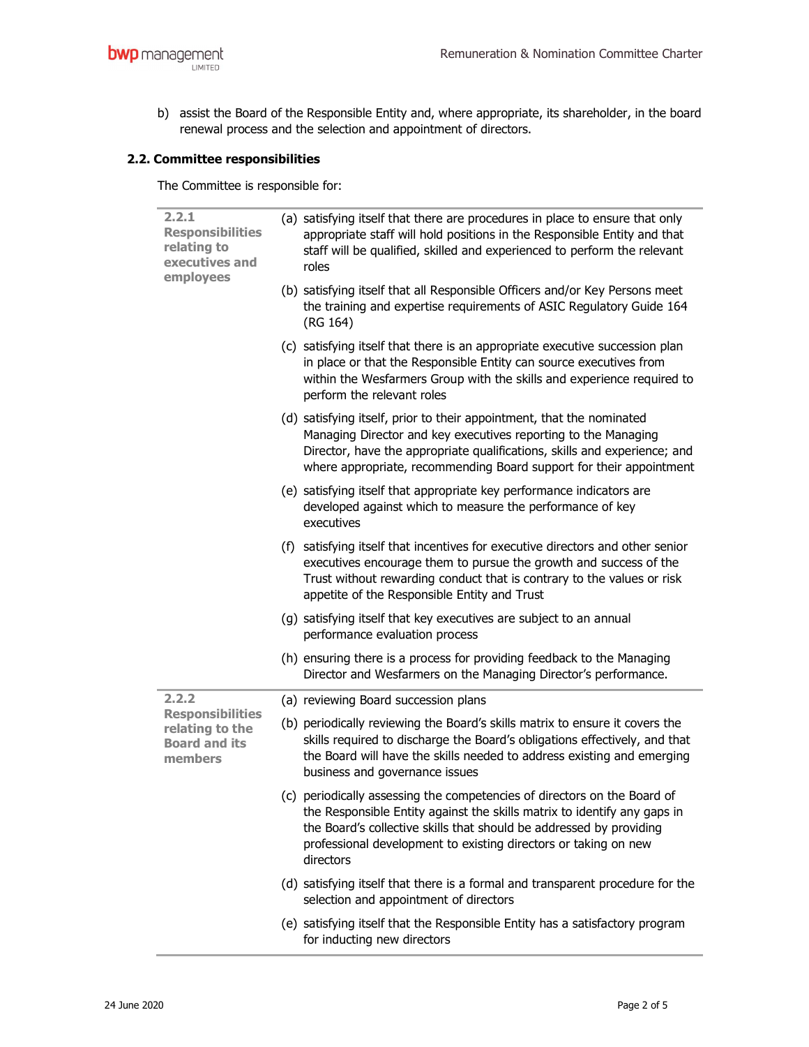b) assist the Board of the Responsible Entity and, where appropriate, its shareholder, in the board renewal process and the selection and appointment of directors.

### 2.2. Committee responsibilities

The Committee is responsible for:

| | |
|---|---|
| **2.2.1 Responsibilities relating to executives and employees** | (a) satisfying itself that there are procedures in place to ensure that only appropriate staff will hold positions in the Responsible Entity and that staff will be qualified, skilled and experienced to perform the relevant roles |
| | (b) satisfying itself that all Responsible Officers and/or Key Persons meet the training and expertise requirements of ASIC Regulatory Guide 164 (RG 164) |
| | (c) satisfying itself that there is an appropriate executive succession plan in place or that the Responsible Entity can source executives from within the Wesfarmers Group with the skills and experience required to perform the relevant roles |
| | (d) satisfying itself, prior to their appointment, that the nominated Managing Director and key executives reporting to the Managing Director, have the appropriate qualifications, skills and experience; and where appropriate, recommending Board support for their appointment |
| | (e) satisfying itself that appropriate key performance indicators are developed against which to measure the performance of key executives |
| | (f) satisfying itself that incentives for executive directors and other senior executives encourage them to pursue the growth and success of the Trust without rewarding conduct that is contrary to the values or risk appetite of the Responsible Entity and Trust |
| | (g) satisfying itself that key executives are subject to an annual performance evaluation process |
| | (h) ensuring there is a process for providing feedback to the Managing Director and Wesfarmers on the Managing Director's performance. |
| **2.2.2 Responsibilities relating to the Board and its members** | (a) reviewing Board succession plans |
| | (b) periodically reviewing the Board's skills matrix to ensure it covers the skills required to discharge the Board's obligations effectively, and that the Board will have the skills needed to address existing and emerging business and governance issues |
| | (c) periodically assessing the competencies of directors on the Board of the Responsible Entity against the skills matrix to identify any gaps in the Board's collective skills that should be addressed by providing professional development to existing directors or taking on new directors |
| | (d) satisfying itself that there is a formal and transparent procedure for the selection and appointment of directors |
| | (e) satisfying itself that the Responsible Entity has a satisfactory program for inducting new directors |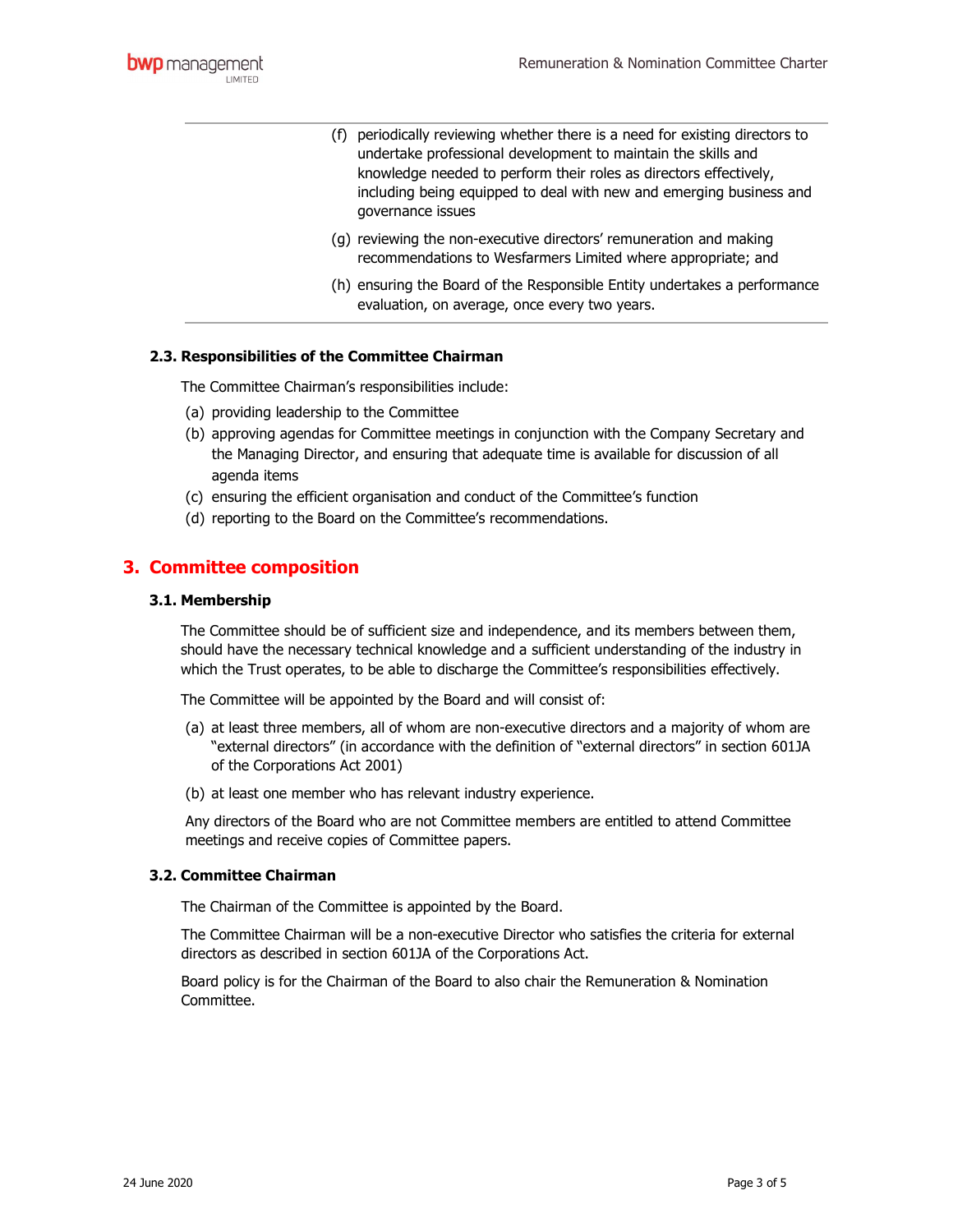(f) periodically reviewing whether there is a need for existing directors to undertake professional development to maintain the skills and knowledge needed to perform their roles as directors effectively, including being equipped to deal with new and emerging business and governance issues

(g) reviewing the non-executive directors' remuneration and making recommendations to Wesfarmers Limited where appropriate; and

(h) ensuring the Board of the Responsible Entity undertakes a performance evaluation, on average, once every two years.

### 2.3. Responsibilities of the Committee Chairman

The Committee Chairman's responsibilities include:

(a) providing leadership to the Committee

(b) approving agendas for Committee meetings in conjunction with the Company Secretary and the Managing Director, and ensuring that adequate time is available for discussion of all agenda items

(c) ensuring the efficient organisation and conduct of the Committee's function

(d) reporting to the Board on the Committee's recommendations.

## 3. Committee composition

### 3.1. Membership

The Committee should be of sufficient size and independence, and its members between them, should have the necessary technical knowledge and a sufficient understanding of the industry in which the Trust operates, to be able to discharge the Committee's responsibilities effectively.

The Committee will be appointed by the Board and will consist of:

(a) at least three members, all of whom are non-executive directors and a majority of whom are "external directors" (in accordance with the definition of "external directors" in section 601JA of the Corporations Act 2001)

(b) at least one member who has relevant industry experience.

Any directors of the Board who are not Committee members are entitled to attend Committee meetings and receive copies of Committee papers.

### 3.2. Committee Chairman

The Chairman of the Committee is appointed by the Board.

The Committee Chairman will be a non-executive Director who satisfies the criteria for external directors as described in section 601JA of the Corporations Act.

Board policy is for the Chairman of the Board to also chair the Remuneration & Nomination Committee.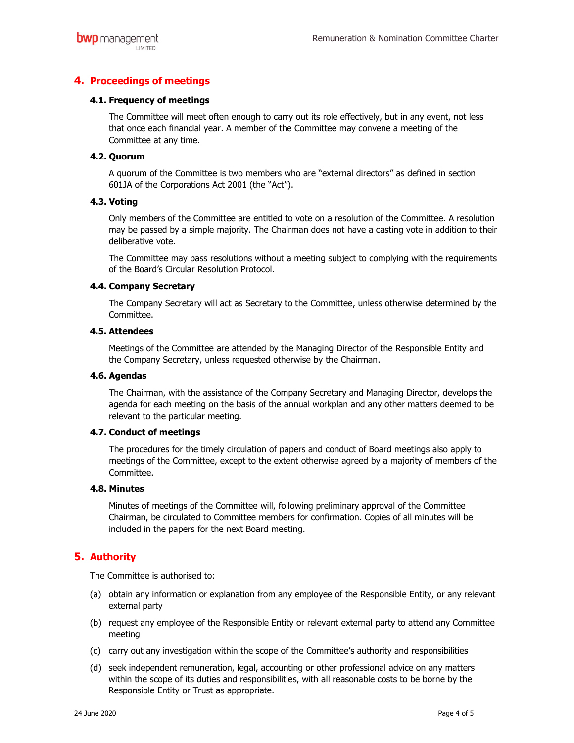## 4. Proceedings of meetings

### 4.1. Frequency of meetings

The Committee will meet often enough to carry out its role effectively, but in any event, not less that once each financial year. A member of the Committee may convene a meeting of the Committee at any time.

### 4.2. Quorum

A quorum of the Committee is two members who are "external directors" as defined in section 601JA of the Corporations Act 2001 (the "Act").

### 4.3. Voting

Only members of the Committee are entitled to vote on a resolution of the Committee. A resolution may be passed by a simple majority. The Chairman does not have a casting vote in addition to their deliberative vote.

The Committee may pass resolutions without a meeting subject to complying with the requirements of the Board's Circular Resolution Protocol.

### 4.4. Company Secretary

The Company Secretary will act as Secretary to the Committee, unless otherwise determined by the Committee.

### 4.5. Attendees

Meetings of the Committee are attended by the Managing Director of the Responsible Entity and the Company Secretary, unless requested otherwise by the Chairman.

### 4.6. Agendas

The Chairman, with the assistance of the Company Secretary and Managing Director, develops the agenda for each meeting on the basis of the annual workplan and any other matters deemed to be relevant to the particular meeting.

### 4.7. Conduct of meetings

The procedures for the timely circulation of papers and conduct of Board meetings also apply to meetings of the Committee, except to the extent otherwise agreed by a majority of members of the Committee.

### 4.8. Minutes

Minutes of meetings of the Committee will, following preliminary approval of the Committee Chairman, be circulated to Committee members for confirmation. Copies of all minutes will be included in the papers for the next Board meeting.

## 5. Authority

The Committee is authorised to:

(a) obtain any information or explanation from any employee of the Responsible Entity, or any relevant external party

(b) request any employee of the Responsible Entity or relevant external party to attend any Committee meeting

(c) carry out any investigation within the scope of the Committee's authority and responsibilities

(d) seek independent remuneration, legal, accounting or other professional advice on any matters within the scope of its duties and responsibilities, with all reasonable costs to be borne by the Responsible Entity or Trust as appropriate.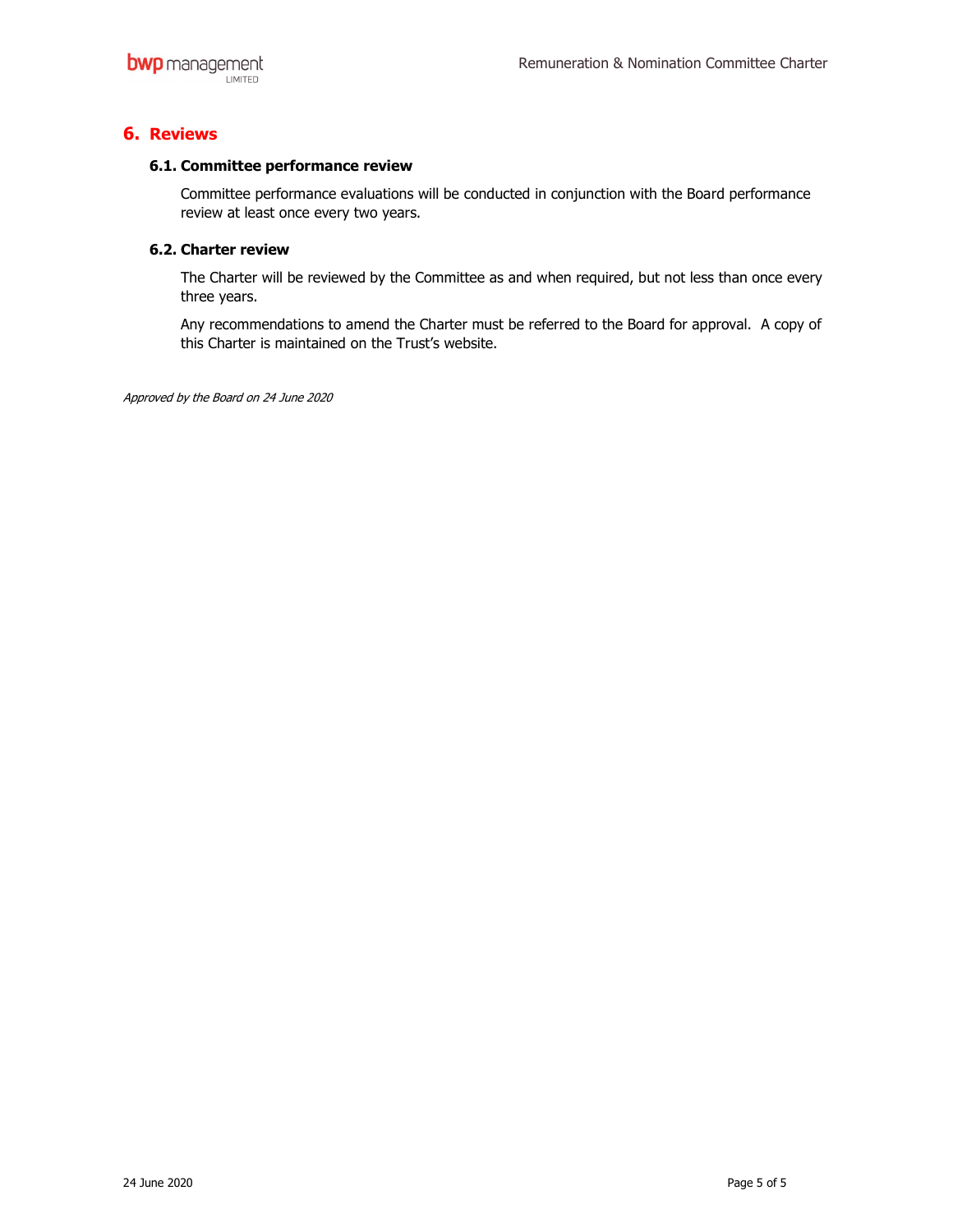## 6. Reviews

### 6.1. Committee performance review

Committee performance evaluations will be conducted in conjunction with the Board performance review at least once every two years.

### 6.2. Charter review

The Charter will be reviewed by the Committee as and when required, but not less than once every three years.

Any recommendations to amend the Charter must be referred to the Board for approval. A copy of this Charter is maintained on the Trust's website.

*Approved by the Board on 24 June 2020*